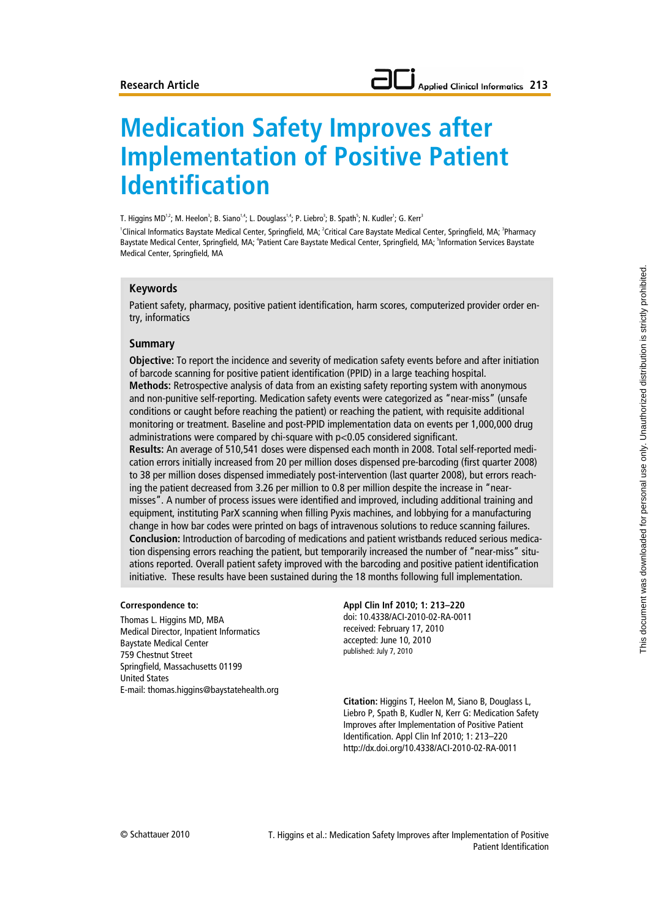Research Article

# Medication Safety Improves after Implementation of Positive Patient Identification

T. Higgins MD[1,2]; M. Heelon[3]; B. Siano[1,4]; L. Douglass[1,4]; P. Liebro[3]; B. Spath[5]; N. Kudler[1]; G. Kerr[3]

[1]Clinical Informatics Baystate Medical Center, Springfield, MA; [2]Critical Care Baystate Medical Center, Springfield, MA; [3]Pharmacy Baystate Medical Center, Springfield, MA; [4]Patient Care Baystate Medical Center, Springfield, MA; [5]Information Services Baystate Medical Center, Springfield, MA

## Keywords

Patient safety, pharmacy, positive patient identification, harm scores, computerized provider order entry, informatics

## Summary

**Objective:** To report the incidence and severity of medication safety events before and after initiation of barcode scanning for positive patient identification (PPID) in a large teaching hospital.

**Methods:** Retrospective analysis of data from an existing safety reporting system with anonymous and non-punitive self-reporting. Medication safety events were categorized as "near-miss" (unsafe conditions or caught before reaching the patient) or reaching the patient, with requisite additional monitoring or treatment. Baseline and post-PPID implementation data on events per 1,000,000 drug administrations were compared by chi-square with $p<0.05$ considered significant.

**Results:** An average of 510,541 doses were dispensed each month in 2008. Total self-reported medication errors initially increased from 20 per million doses dispensed pre-barcoding (first quarter 2008) to 38 per million doses dispensed immediately post-intervention (last quarter 2008), but errors reaching the patient decreased from 3.26 per million to 0.8 per million despite the increase in "near-misses". A number of process issues were identified and improved, including additional training and equipment, instituting ParX scanning when filling Pyxis machines, and lobbying for a manufacturing change in how bar codes were printed on bags of intravenous solutions to reduce scanning failures.

**Conclusion:** Introduction of barcoding of medications and patient wristbands reduced serious medication dispensing errors reaching the patient, but temporarily increased the number of "near-miss" situations reported. Overall patient safety improved with the barcoding and positive patient identification initiative. These results have been sustained during the 18 months following full implementation.

**Correspondence to:**

Thomas L. Higgins MD, MBA
Medical Director, Inpatient Informatics
Baystate Medical Center
759 Chestnut Street
Springfield, Massachusetts 01199
United States
E-mail: thomas.higgins@baystatehealth.org

**Appl Clin Inf 2010; 1: 213–220**
doi: 10.4338/ACI-2010-02-RA-0011
received: February 17, 2010
accepted: June 10, 2010
published: July 7, 2010

**Citation:** Higgins T, Heelon M, Siano B, Douglass L, Liebro P, Spath B, Kudler N, Kerr G: Medication Safety Improves after Implementation of Positive Patient Identification. Appl Clin Inf 2010; 1: 213–220
http://dx.doi.org/10.4338/ACI-2010-02-RA-0011

© Schattauer 2010

This document was downloaded for personal use only. Unauthorized distribution is strictly prohibited.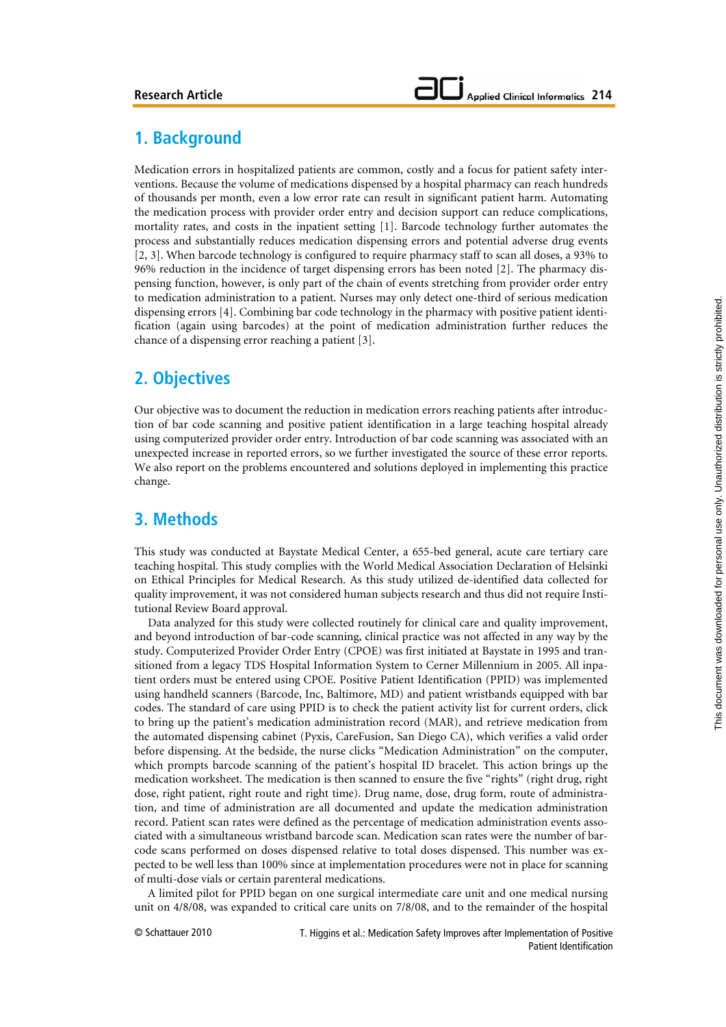## 1. Background

Medication errors in hospitalized patients are common, costly and a focus for patient safety interventions. Because the volume of medications dispensed by a hospital pharmacy can reach hundreds of thousands per month, even a low error rate can result in significant patient harm. Automating the medication process with provider order entry and decision support can reduce complications, mortality rates, and costs in the inpatient setting [1]. Barcode technology further automates the process and substantially reduces medication dispensing errors and potential adverse drug events [2, 3]. When barcode technology is configured to require pharmacy staff to scan all doses, a 93% to 96% reduction in the incidence of target dispensing errors has been noted [2]. The pharmacy dispensing function, however, is only part of the chain of events stretching from provider order entry to medication administration to a patient. Nurses may only detect one-third of serious medication dispensing errors [4]. Combining bar code technology in the pharmacy with positive patient identification (again using barcodes) at the point of medication administration further reduces the chance of a dispensing error reaching a patient [3].

## 2. Objectives

Our objective was to document the reduction in medication errors reaching patients after introduction of bar code scanning and positive patient identification in a large teaching hospital already using computerized provider order entry. Introduction of bar code scanning was associated with an unexpected increase in reported errors, so we further investigated the source of these error reports. We also report on the problems encountered and solutions deployed in implementing this practice change.

## 3. Methods

This study was conducted at Baystate Medical Center, a 655-bed general, acute care tertiary care teaching hospital. This study complies with the World Medical Association Declaration of Helsinki on Ethical Principles for Medical Research. As this study utilized de-identified data collected for quality improvement, it was not considered human subjects research and thus did not require Institutional Review Board approval.

Data analyzed for this study were collected routinely for clinical care and quality improvement, and beyond introduction of bar-code scanning, clinical practice was not affected in any way by the study. Computerized Provider Order Entry (CPOE) was first initiated at Baystate in 1995 and transitioned from a legacy TDS Hospital Information System to Cerner Millennium in 2005. All inpatient orders must be entered using CPOE. Positive Patient Identification (PPID) was implemented using handheld scanners (Barcode, Inc, Baltimore, MD) and patient wristbands equipped with bar codes. The standard of care using PPID is to check the patient activity list for current orders, click to bring up the patient's medication administration record (MAR), and retrieve medication from the automated dispensing cabinet (Pyxis, CareFusion, San Diego CA), which verifies a valid order before dispensing. At the bedside, the nurse clicks "Medication Administration" on the computer, which prompts barcode scanning of the patient's hospital ID bracelet. This action brings up the medication worksheet. The medication is then scanned to ensure the five "rights" (right drug, right dose, right patient, right route and right time). Drug name, dose, drug form, route of administration, and time of administration are all documented and update the medication administration record. Patient scan rates were defined as the percentage of medication administration events associated with a simultaneous wristband barcode scan. Medication scan rates were the number of barcode scans performed on doses dispensed relative to total doses dispensed. This number was expected to be well less than 100% since at implementation procedures were not in place for scanning of multi-dose vials or certain parenteral medications.

A limited pilot for PPID began on one surgical intermediate care unit and one medical nursing unit on 4/8/08, was expanded to critical care units on 7/8/08, and to the remainder of the hospital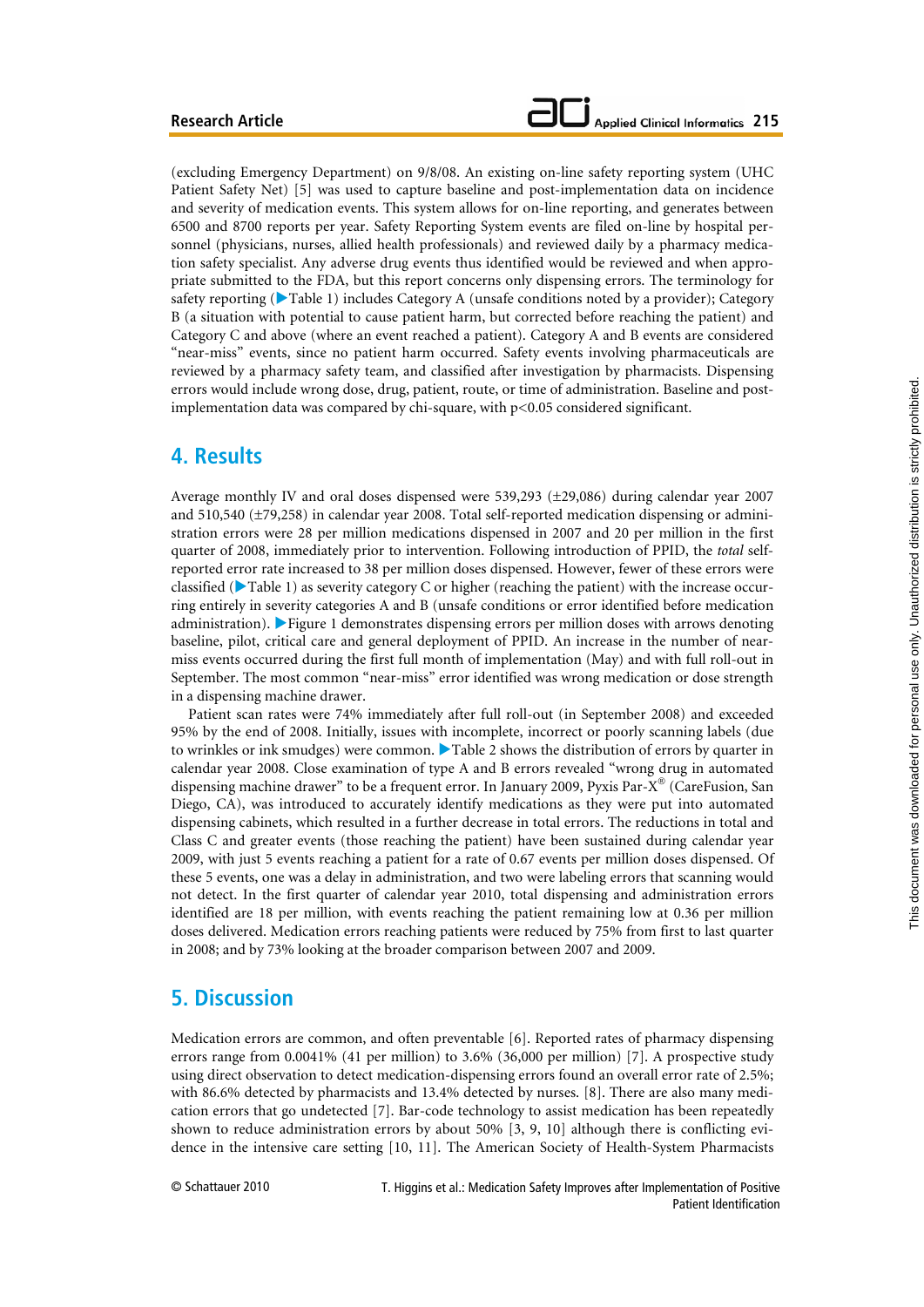(excluding Emergency Department) on 9/8/08. An existing on-line safety reporting system (UHC Patient Safety Net) [5] was used to capture baseline and post-implementation data on incidence and severity of medication events. This system allows for on-line reporting, and generates between 6500 and 8700 reports per year. Safety Reporting System events are filed on-line by hospital personnel (physicians, nurses, allied health professionals) and reviewed daily by a pharmacy medication safety specialist. Any adverse drug events thus identified would be reviewed and when appropriate submitted to the FDA, but this report concerns only dispensing errors. The terminology for safety reporting (▶Table 1) includes Category A (unsafe conditions noted by a provider); Category B (a situation with potential to cause patient harm, but corrected before reaching the patient) and Category C and above (where an event reached a patient). Category A and B events are considered "near-miss" events, since no patient harm occurred. Safety events involving pharmaceuticals are reviewed by a pharmacy safety team, and classified after investigation by pharmacists. Dispensing errors would include wrong dose, drug, patient, route, or time of administration. Baseline and post-implementation data was compared by chi-square, with $p<0.05$ considered significant.

## 4. Results

Average monthly IV and oral doses dispensed were 539,293 (±29,086) during calendar year 2007 and 510,540 (±79,258) in calendar year 2008. Total self-reported medication dispensing or administration errors were 28 per million medications dispensed in 2007 and 20 per million in the first quarter of 2008, immediately prior to intervention. Following introduction of PPID, the *total* self-reported error rate increased to 38 per million doses dispensed. However, fewer of these errors were classified (▶Table 1) as severity category C or higher (reaching the patient) with the increase occurring entirely in severity categories A and B (unsafe conditions or error identified before medication administration). ▶Figure 1 demonstrates dispensing errors per million doses with arrows denoting baseline, pilot, critical care and general deployment of PPID. An increase in the number of near-miss events occurred during the first full month of implementation (May) and with full roll-out in September. The most common "near-miss" error identified was wrong medication or dose strength in a dispensing machine drawer.

Patient scan rates were 74% immediately after full roll-out (in September 2008) and exceeded 95% by the end of 2008. Initially, issues with incomplete, incorrect or poorly scanning labels (due to wrinkles or ink smudges) were common. ▶Table 2 shows the distribution of errors by quarter in calendar year 2008. Close examination of type A and B errors revealed "wrong drug in automated dispensing machine drawer" to be a frequent error. In January 2009, Pyxis Par-X® (CareFusion, San Diego, CA), was introduced to accurately identify medications as they were put into automated dispensing cabinets, which resulted in a further decrease in total errors. The reductions in total and Class C and greater events (those reaching the patient) have been sustained during calendar year 2009, with just 5 events reaching a patient for a rate of 0.67 events per million doses dispensed. Of these 5 events, one was a delay in administration, and two were labeling errors that scanning would not detect. In the first quarter of calendar year 2010, total dispensing and administration errors identified are 18 per million, with events reaching the patient remaining low at 0.36 per million doses delivered. Medication errors reaching patients were reduced by 75% from first to last quarter in 2008; and by 73% looking at the broader comparison between 2007 and 2009.

## 5. Discussion

Medication errors are common, and often preventable [6]. Reported rates of pharmacy dispensing errors range from 0.0041% (41 per million) to 3.6% (36,000 per million) [7]. A prospective study using direct observation to detect medication-dispensing errors found an overall error rate of 2.5%; with 86.6% detected by pharmacists and 13.4% detected by nurses. [8]. There are also many medication errors that go undetected [7]. Bar-code technology to assist medication has been repeatedly shown to reduce administration errors by about 50% [3, 9, 10] although there is conflicting evidence in the intensive care setting [10, 11]. The American Society of Health-System Pharmacists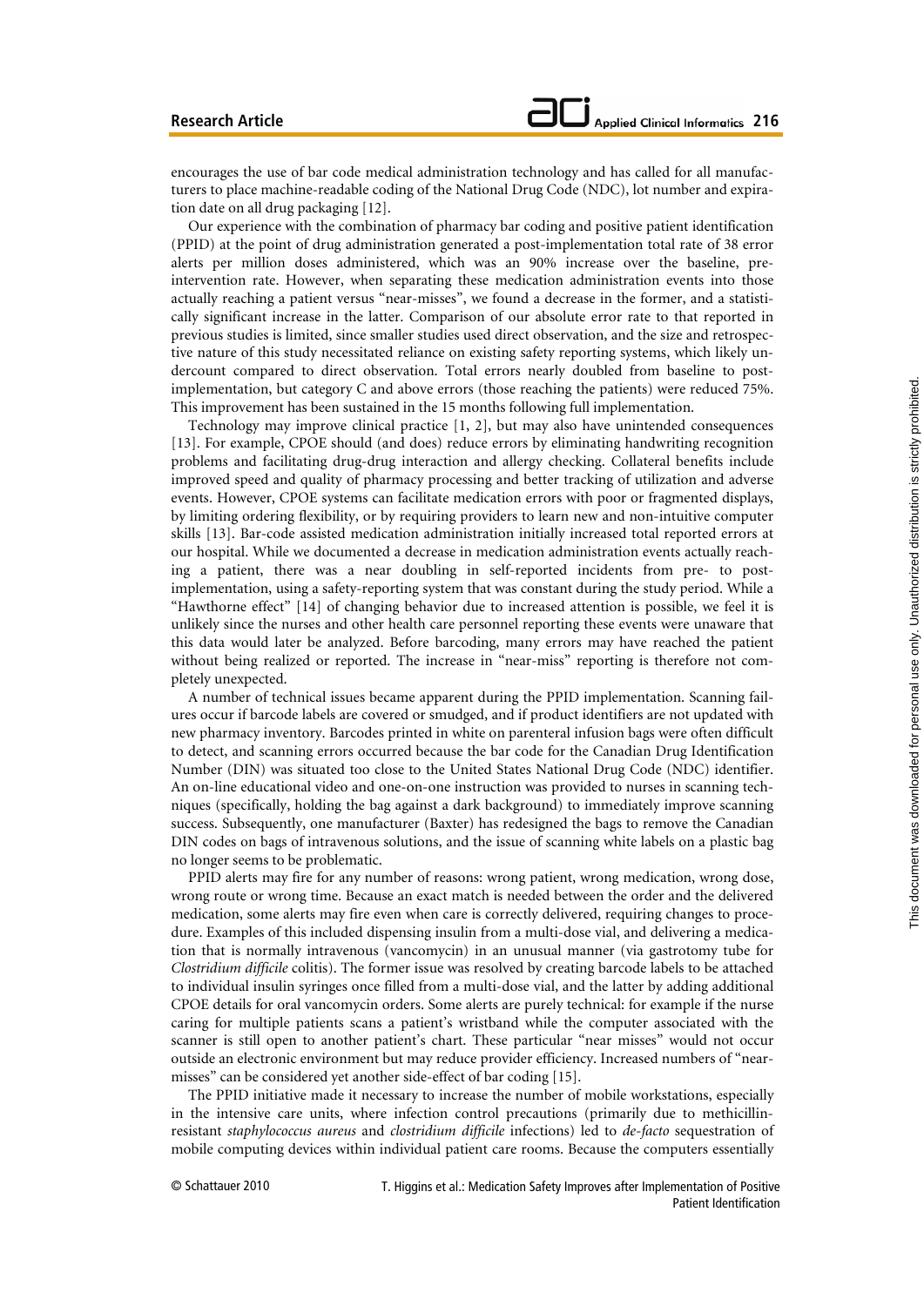encourages the use of bar code medical administration technology and has called for all manufacturers to place machine-readable coding of the National Drug Code (NDC), lot number and expiration date on all drug packaging [12].

Our experience with the combination of pharmacy bar coding and positive patient identification (PPID) at the point of drug administration generated a post-implementation total rate of 38 error alerts per million doses administered, which was an 90% increase over the baseline, pre-intervention rate. However, when separating these medication administration events into those actually reaching a patient versus "near-misses", we found a decrease in the former, and a statistically significant increase in the latter. Comparison of our absolute error rate to that reported in previous studies is limited, since smaller studies used direct observation, and the size and retrospective nature of this study necessitated reliance on existing safety reporting systems, which likely undercount compared to direct observation. Total errors nearly doubled from baseline to post-implementation, but category C and above errors (those reaching the patients) were reduced 75%. This improvement has been sustained in the 15 months following full implementation.

Technology may improve clinical practice [1, 2], but may also have unintended consequences [13]. For example, CPOE should (and does) reduce errors by eliminating handwriting recognition problems and facilitating drug-drug interaction and allergy checking. Collateral benefits include improved speed and quality of pharmacy processing and better tracking of utilization and adverse events. However, CPOE systems can facilitate medication errors with poor or fragmented displays, by limiting ordering flexibility, or by requiring providers to learn new and non-intuitive computer skills [13]. Bar-code assisted medication administration initially increased total reported errors at our hospital. While we documented a decrease in medication administration events actually reaching a patient, there was a near doubling in self-reported incidents from pre- to post-implementation, using a safety-reporting system that was constant during the study period. While a "Hawthorne effect" [14] of changing behavior due to increased attention is possible, we feel it is unlikely since the nurses and other health care personnel reporting these events were unaware that this data would later be analyzed. Before barcoding, many errors may have reached the patient without being realized or reported. The increase in "near-miss" reporting is therefore not completely unexpected.

A number of technical issues became apparent during the PPID implementation. Scanning failures occur if barcode labels are covered or smudged, and if product identifiers are not updated with new pharmacy inventory. Barcodes printed in white on parenteral infusion bags were often difficult to detect, and scanning errors occurred because the bar code for the Canadian Drug Identification Number (DIN) was situated too close to the United States National Drug Code (NDC) identifier. An on-line educational video and one-on-one instruction was provided to nurses in scanning techniques (specifically, holding the bag against a dark background) to immediately improve scanning success. Subsequently, one manufacturer (Baxter) has redesigned the bags to remove the Canadian DIN codes on bags of intravenous solutions, and the issue of scanning white labels on a plastic bag no longer seems to be problematic.

PPID alerts may fire for any number of reasons: wrong patient, wrong medication, wrong dose, wrong route or wrong time. Because an exact match is needed between the order and the delivered medication, some alerts may fire even when care is correctly delivered, requiring changes to procedure. Examples of this included dispensing insulin from a multi-dose vial, and delivering a medication that is normally intravenous (vancomycin) in an unusual manner (via gastrotomy tube for *Clostridium difficile* colitis). The former issue was resolved by creating barcode labels to be attached to individual insulin syringes once filled from a multi-dose vial, and the latter by adding additional CPOE details for oral vancomycin orders. Some alerts are purely technical: for example if the nurse caring for multiple patients scans a patient's wristband while the computer associated with the scanner is still open to another patient's chart. These particular "near misses" would not occur outside an electronic environment but may reduce provider efficiency. Increased numbers of "near-misses" can be considered yet another side-effect of bar coding [15].

The PPID initiative made it necessary to increase the number of mobile workstations, especially in the intensive care units, where infection control precautions (primarily due to methicillin-resistant *staphylococcus aureus* and *clostridium difficile* infections) led to *de-facto* sequestration of mobile computing devices within individual patient care rooms. Because the computers essentially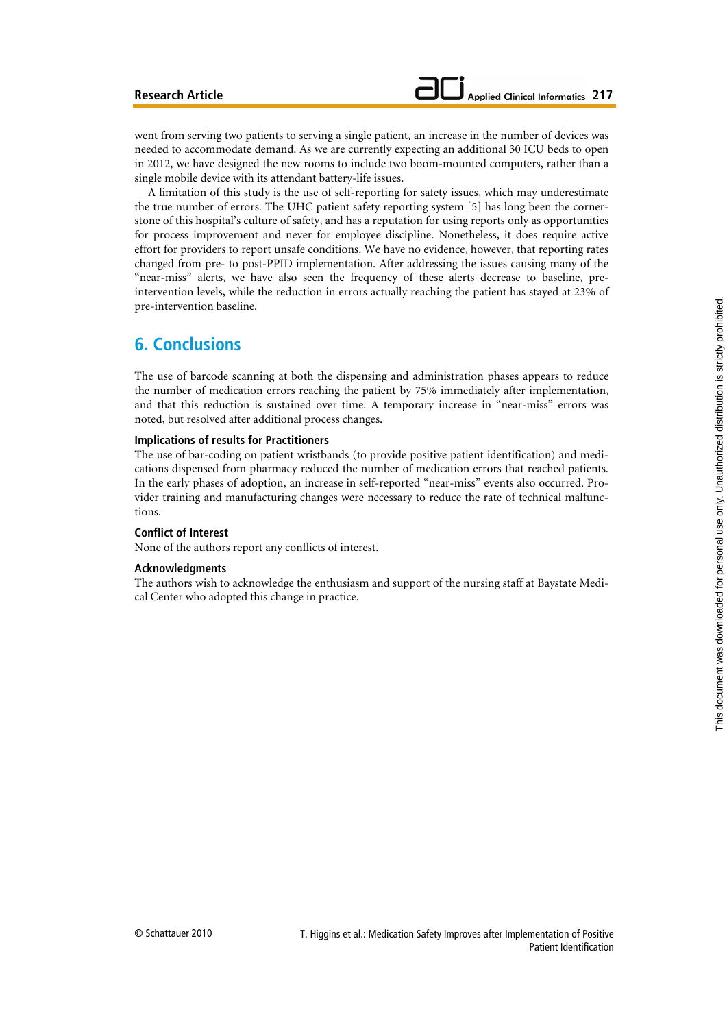went from serving two patients to serving a single patient, an increase in the number of devices was needed to accommodate demand. As we are currently expecting an additional 30 ICU beds to open in 2012, we have designed the new rooms to include two boom-mounted computers, rather than a single mobile device with its attendant battery-life issues.

A limitation of this study is the use of self-reporting for safety issues, which may underestimate the true number of errors. The UHC patient safety reporting system [5] has long been the cornerstone of this hospital's culture of safety, and has a reputation for using reports only as opportunities for process improvement and never for employee discipline. Nonetheless, it does require active effort for providers to report unsafe conditions. We have no evidence, however, that reporting rates changed from pre- to post-PPID implementation. After addressing the issues causing many of the "near-miss" alerts, we have also seen the frequency of these alerts decrease to baseline, pre-intervention levels, while the reduction in errors actually reaching the patient has stayed at 23% of pre-intervention baseline.

## 6. Conclusions

The use of barcode scanning at both the dispensing and administration phases appears to reduce the number of medication errors reaching the patient by 75% immediately after implementation, and that this reduction is sustained over time. A temporary increase in "near-miss" errors was noted, but resolved after additional process changes.

#### Implications of results for Practitioners

The use of bar-coding on patient wristbands (to provide positive patient identification) and medications dispensed from pharmacy reduced the number of medication errors that reached patients. In the early phases of adoption, an increase in self-reported "near-miss" events also occurred. Provider training and manufacturing changes were necessary to reduce the rate of technical malfunctions.

#### Conflict of Interest

None of the authors report any conflicts of interest.

#### Acknowledgments

The authors wish to acknowledge the enthusiasm and support of the nursing staff at Baystate Medical Center who adopted this change in practice.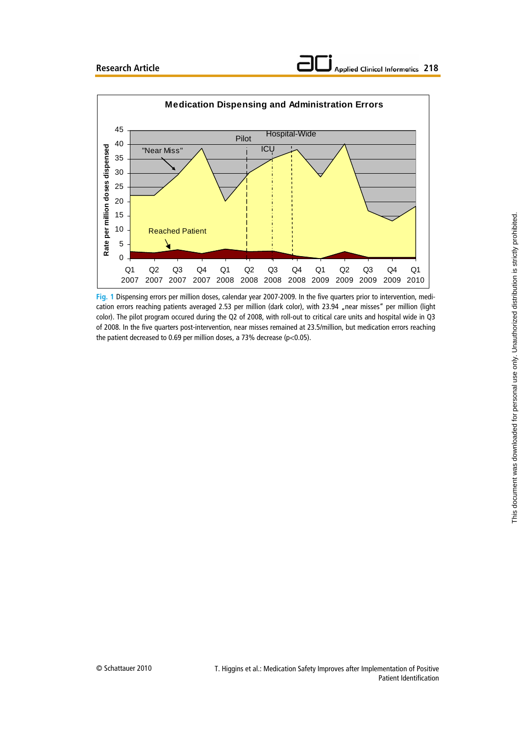Medication Dispensing and Administration Errors

Rate per million doses dispensed

45
40
35
30
25
20
15
10
5
0

"Near Miss"

Reached Patient

Pilot

ICU

Hospital-Wide

Q1 2007
Q2 2007
Q3 2007
Q4 2007
Q1 2008
Q2 2008
Q3 2008
Q4 2008
Q1 2009
Q2 2009
Q3 2009
Q4 2009
Q1 2010

**Fig. 1** Dispensing errors per million doses, calendar year 2007-2009. In the five quarters prior to intervention, medication errors reaching patients averaged 2.53 per million (dark color), with 23.94 „near misses" per million (light color). The pilot program occured during the Q2 of 2008, with roll-out to critical care units and hospital wide in Q3 of 2008. In the five quarters post-intervention, near misses remained at 23.5/million, but medication errors reaching the patient decreased to 0.69 per million doses, a 73% decrease ($p<0.05$).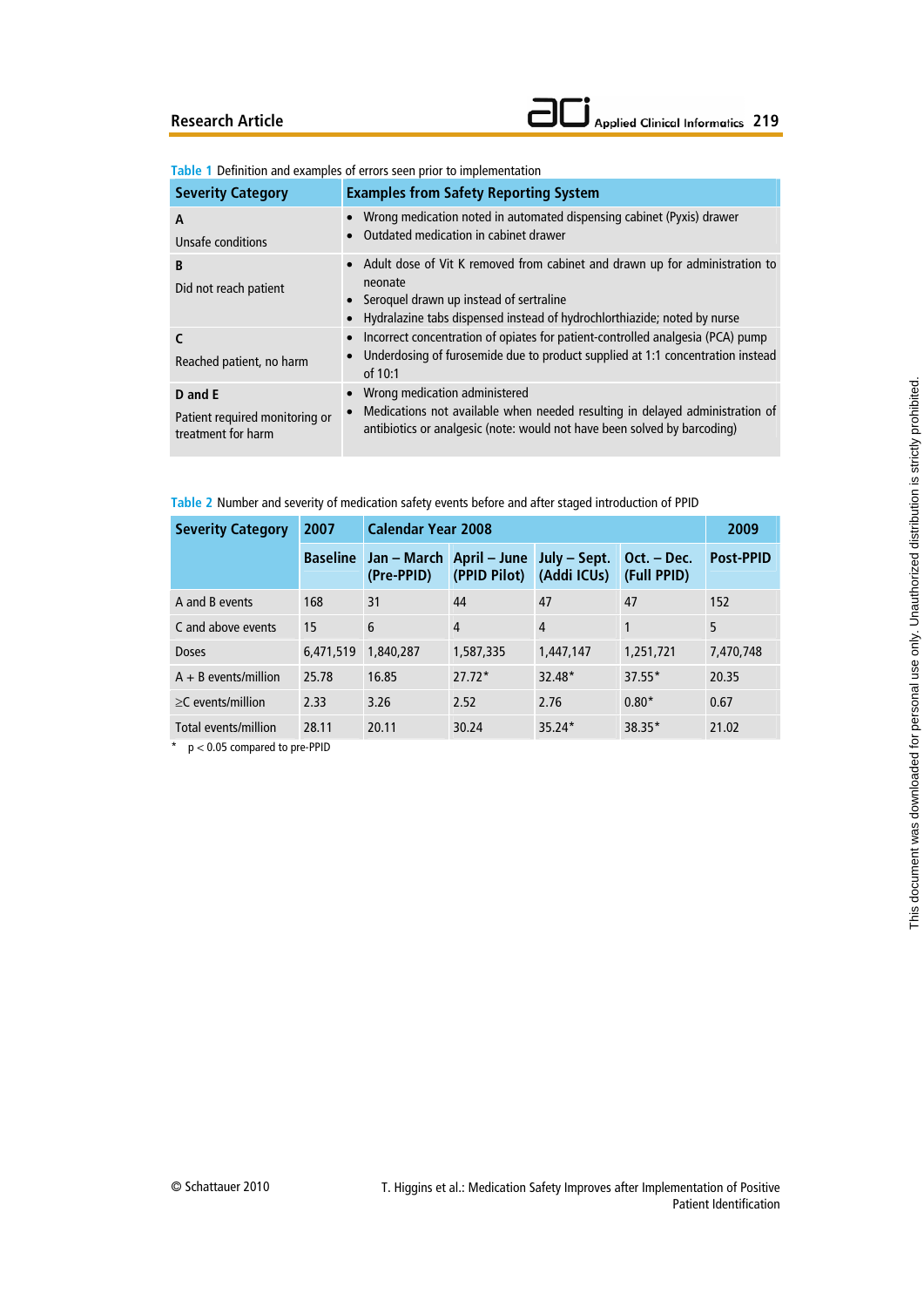Table 1 Definition and examples of errors seen prior to implementation

| Severity Category | Examples from Safety Reporting System |
|---|---|
| **A** Unsafe conditions | • Wrong medication noted in automated dispensing cabinet (Pyxis) drawer • Outdated medication in cabinet drawer |
| **B** Did not reach patient | • Adult dose of Vit K removed from cabinet and drawn up for administration to neonate • Seroquel drawn up instead of sertraline • Hydralazine tabs dispensed instead of hydrochlorthiazide; noted by nurse |
| **C** Reached patient, no harm | • Incorrect concentration of opiates for patient-controlled analgesia (PCA) pump • Underdosing of furosemide due to product supplied at 1:1 concentration instead of 10:1 |
| **D and E** Patient required monitoring or treatment for harm | • Wrong medication administered • Medications not available when needed resulting in delayed administration of antibiotics or analgesic (note: would not have been solved by barcoding) |

Table 2 Number and severity of medication safety events before and after staged introduction of PPID

| Severity Category | 2007 | Calendar Year 2008 | | | | 2009 |
|---|---|---|---|---|---|---|
| | Baseline | Jan – March (Pre-PPID) | April – June (PPID Pilot) | July – Sept. (Addi ICUs) | Oct. – Dec. (Full PPID) | Post-PPID |
| A and B events | 168 | 31 | 44 | 47 | 47 | 152 |
| C and above events | 15 | 6 | 4 | 4 | 1 | 5 |
| Doses | 6,471,519 | 1,840,287 | 1,587,335 | 1,447,147 | 1,251,721 | 7,470,748 |
| A + B events/million | 25.78 | 16.85 | 27.72* | 32.48* | 37.55* | 20.35 |
| ≥C events/million | 2.33 | 3.26 | 2.52 | 2.76 | 0.80* | 0.67 |
| Total events/million | 28.11 | 20.11 | 30.24 | 35.24* | 38.35* | 21.02 |

\* $p < 0.05$ compared to pre-PPID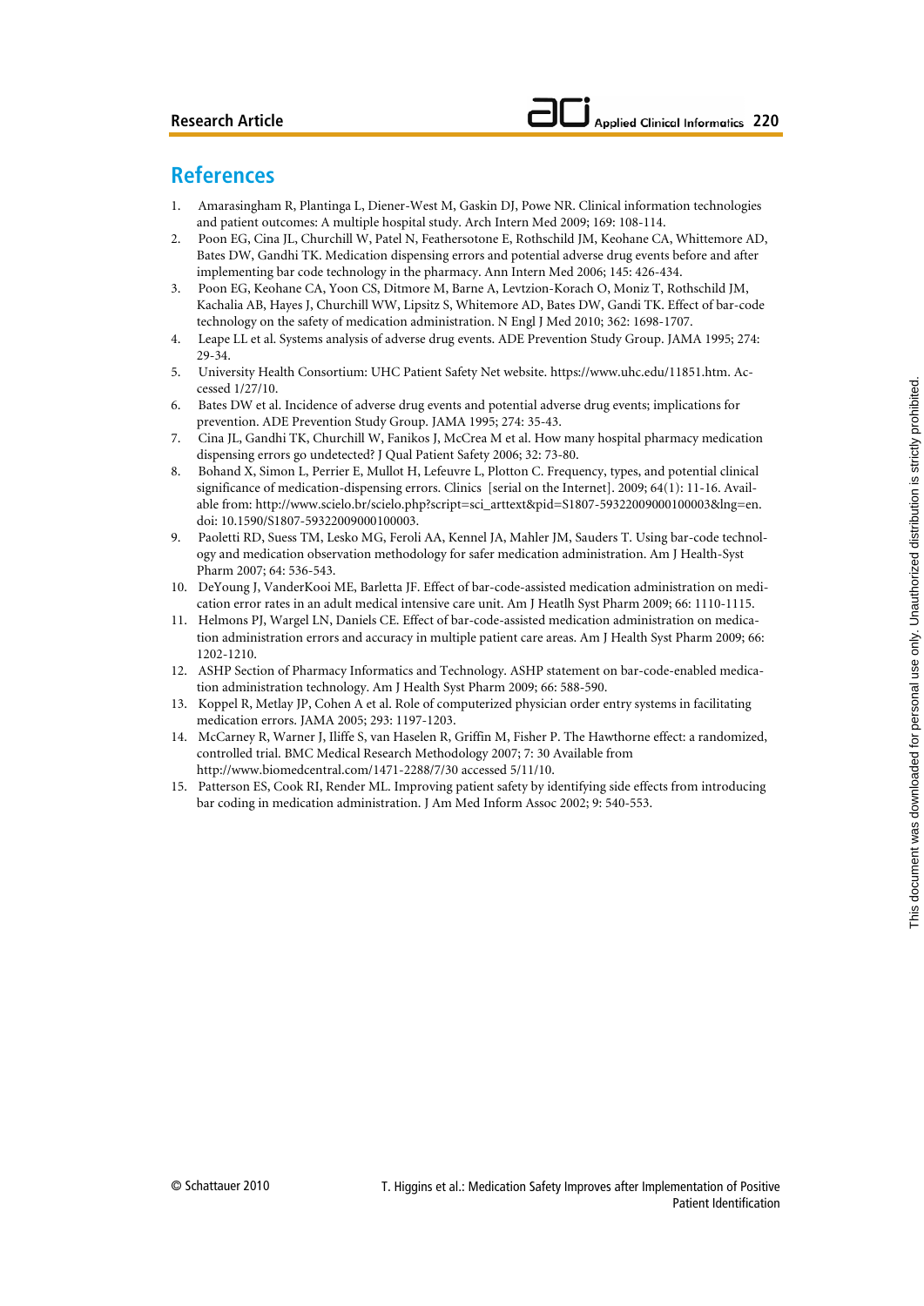## References

1. Amarasingham R, Plantinga L, Diener-West M, Gaskin DJ, Powe NR. Clinical information technologies and patient outcomes: A multiple hospital study. Arch Intern Med 2009; 169: 108-114.
2. Poon EG, Cina JL, Churchill W, Patel N, Feathersotone E, Rothschild JM, Keohane CA, Whittemore AD, Bates DW, Gandhi TK. Medication dispensing errors and potential adverse drug events before and after implementing bar code technology in the pharmacy. Ann Intern Med 2006; 145: 426-434.
3. Poon EG, Keohane CA, Yoon CS, Ditmore M, Barne A, Levtzion-Korach O, Moniz T, Rothschild JM, Kachalia AB, Hayes J, Churchill WW, Lipsitz S, Whitemore AD, Bates DW, Gandi TK. Effect of bar-code technology on the safety of medication administration. N Engl J Med 2010; 362: 1698-1707.
4. Leape LL et al. Systems analysis of adverse drug events. ADE Prevention Study Group. JAMA 1995; 274: 29-34.
5. University Health Consortium: UHC Patient Safety Net website. https://www.uhc.edu/11851.htm. Accessed 1/27/10.
6. Bates DW et al. Incidence of adverse drug events and potential adverse drug events; implications for prevention. ADE Prevention Study Group. JAMA 1995; 274: 35-43.
7. Cina JL, Gandhi TK, Churchill W, Fanikos J, McCrea M et al. How many hospital pharmacy medication dispensing errors go undetected? J Qual Patient Safety 2006; 32: 73-80.
8. Bohand X, Simon L, Perrier E, Mullot H, Lefeuvre L, Plotton C. Frequency, types, and potential clinical significance of medication-dispensing errors. Clinics [serial on the Internet]. 2009; 64(1): 11-16. Available from: http://www.scielo.br/scielo.php?script=sci_arttext&pid=S1807-59322009000100003&lng=en. doi: 10.1590/S1807-59322009000100003.
9. Paoletti RD, Suess TM, Lesko MG, Feroli AA, Kennel JA, Mahler JM, Sauders T. Using bar-code technology and medication observation methodology for safer medication administration. Am J Health-Syst Pharm 2007; 64: 536-543.
10. DeYoung J, VanderKooi ME, Barletta JF. Effect of bar-code-assisted medication administration on medication error rates in an adult medical intensive care unit. Am J Heatlh Syst Pharm 2009; 66: 1110-1115.
11. Helmons PJ, Wargel LN, Daniels CE. Effect of bar-code-assisted medication administration on medication administration errors and accuracy in multiple patient care areas. Am J Health Syst Pharm 2009; 66: 1202-1210.
12. ASHP Section of Pharmacy Informatics and Technology. ASHP statement on bar-code-enabled medication administration technology. Am J Health Syst Pharm 2009; 66: 588-590.
13. Koppel R, Metlay JP, Cohen A et al. Role of computerized physician order entry systems in facilitating medication errors. JAMA 2005; 293: 1197-1203.
14. McCarney R, Warner J, Iliffe S, van Haselen R, Griffin M, Fisher P. The Hawthorne effect: a randomized, controlled trial. BMC Medical Research Methodology 2007; 7: 30 Available from http://www.biomedcentral.com/1471-2288/7/30 accessed 5/11/10.
15. Patterson ES, Cook RI, Render ML. Improving patient safety by identifying side effects from introducing bar coding in medication administration. J Am Med Inform Assoc 2002; 9: 540-553.